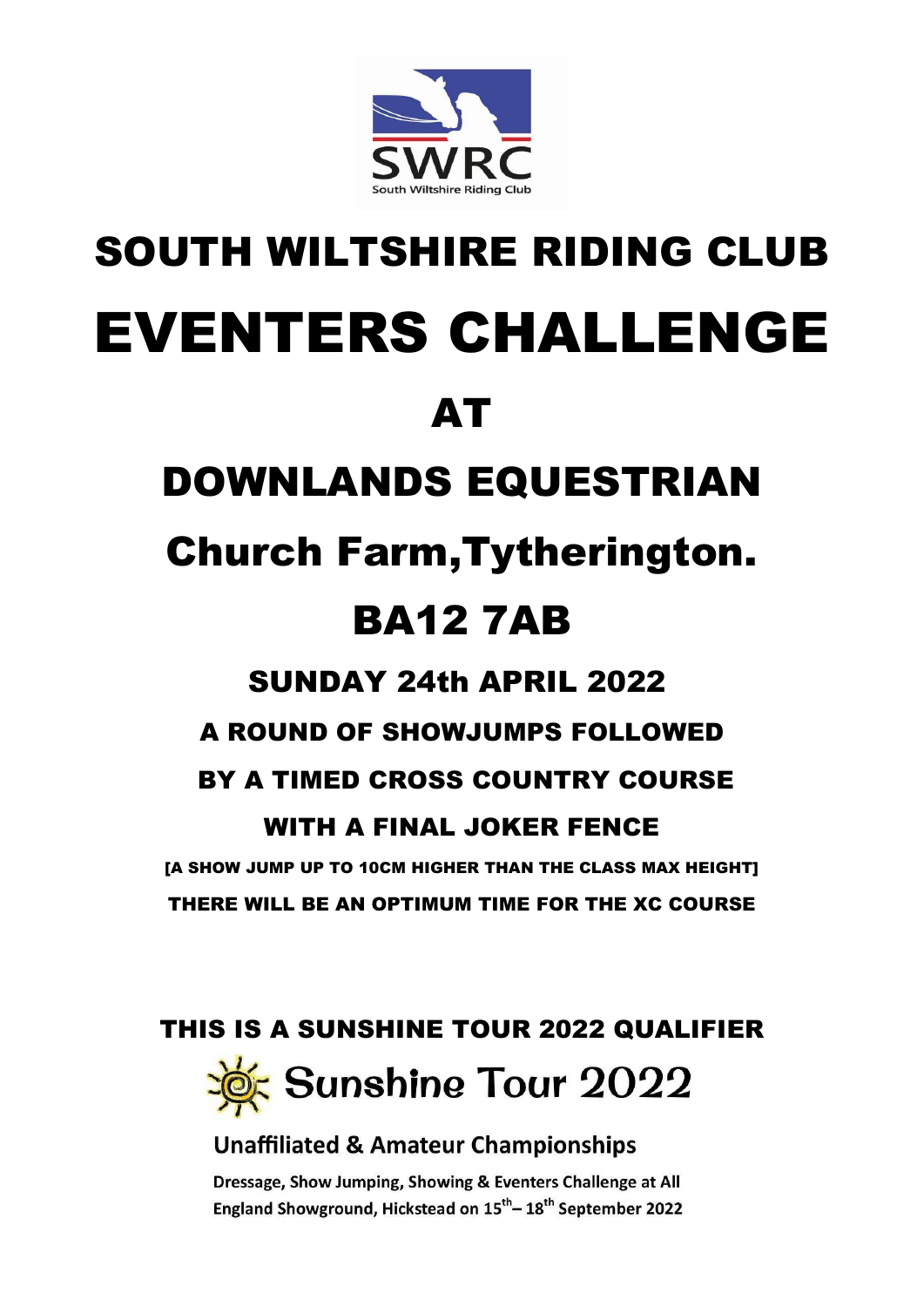SWRC
South Wiltshire Riding Club

# SOUTH WILTSHIRE RIDING CLUB

# EVENTERS CHALLENGE

## AT

## DOWNLANDS EQUESTRIAN

## Church Farm,Tytherington.

## BA12 7AB

### SUNDAY 24th APRIL 2022

**A ROUND OF SHOWJUMPS FOLLOWED**

**BY A TIMED CROSS COUNTRY COURSE**

**WITH A FINAL JOKER FENCE**

**[A SHOW JUMP UP TO 10CM HIGHER THAN THE CLASS MAX HEIGHT]**

**THERE WILL BE AN OPTIMUM TIME FOR THE XC COURSE**

**THIS IS A SUNSHINE TOUR 2022 QUALIFIER**

Sunshine Tour 2022

**Unaffiliated & Amateur Championships**

**Dressage, Show Jumping, Showing & Eventers Challenge at All England Showground, Hickstead on 15th – 18th September 2022**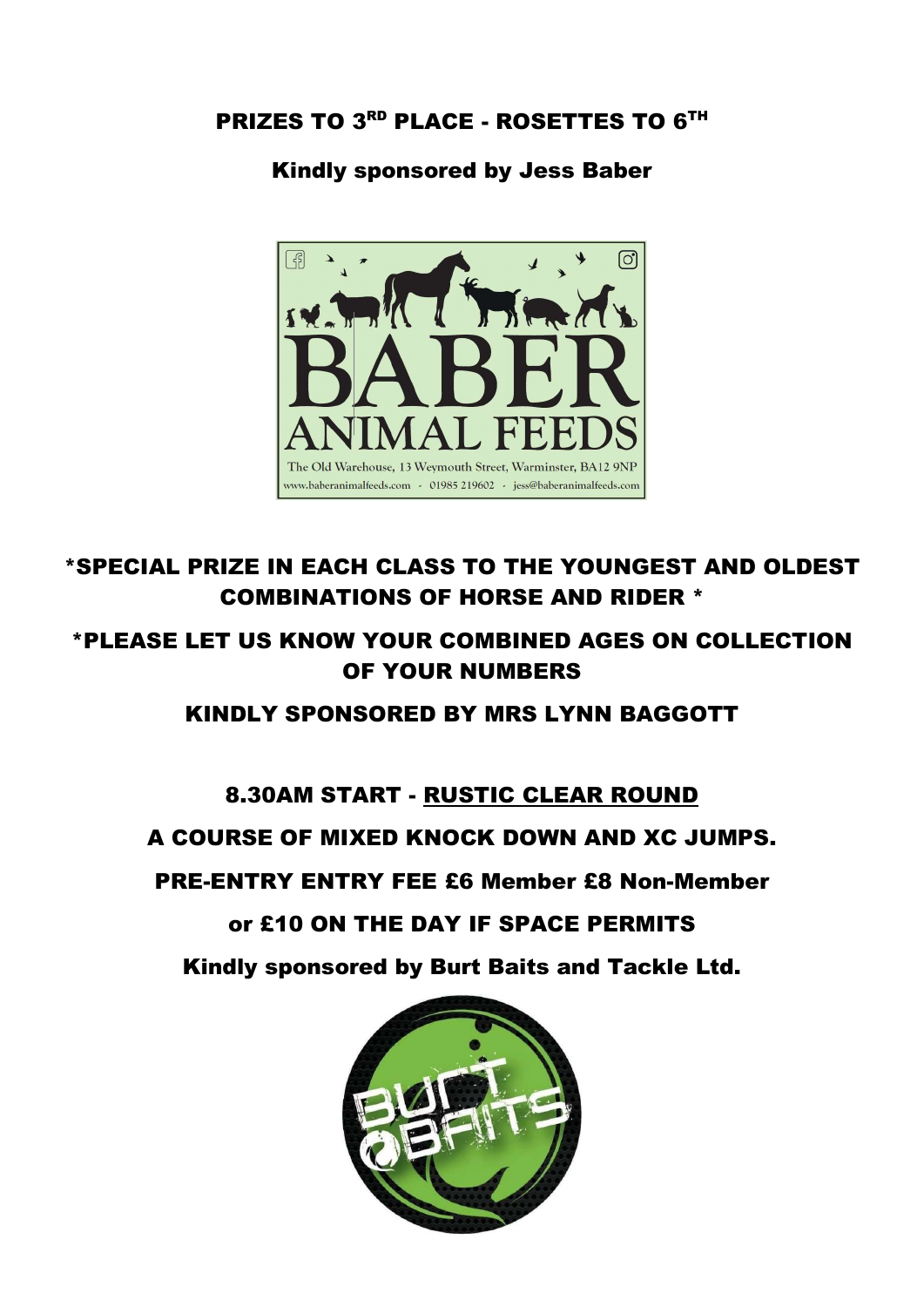**PRIZES TO 3[RD] PLACE - ROSETTES TO 6[TH]**

**Kindly sponsored by Jess Baber**

**\*SPECIAL PRIZE IN EACH CLASS TO THE YOUNGEST AND OLDEST COMBINATIONS OF HORSE AND RIDER \***

**\*PLEASE LET US KNOW YOUR COMBINED AGES ON COLLECTION OF YOUR NUMBERS**

**KINDLY SPONSORED BY MRS LYNN BAGGOTT**

**8.30AM START - RUSTIC CLEAR ROUND**

**A COURSE OF MIXED KNOCK DOWN AND XC JUMPS.**

**PRE-ENTRY ENTRY FEE £6 Member £8 Non-Member**

**or £10 ON THE DAY IF SPACE PERMITS**

**Kindly sponsored by Burt Baits and Tackle Ltd.**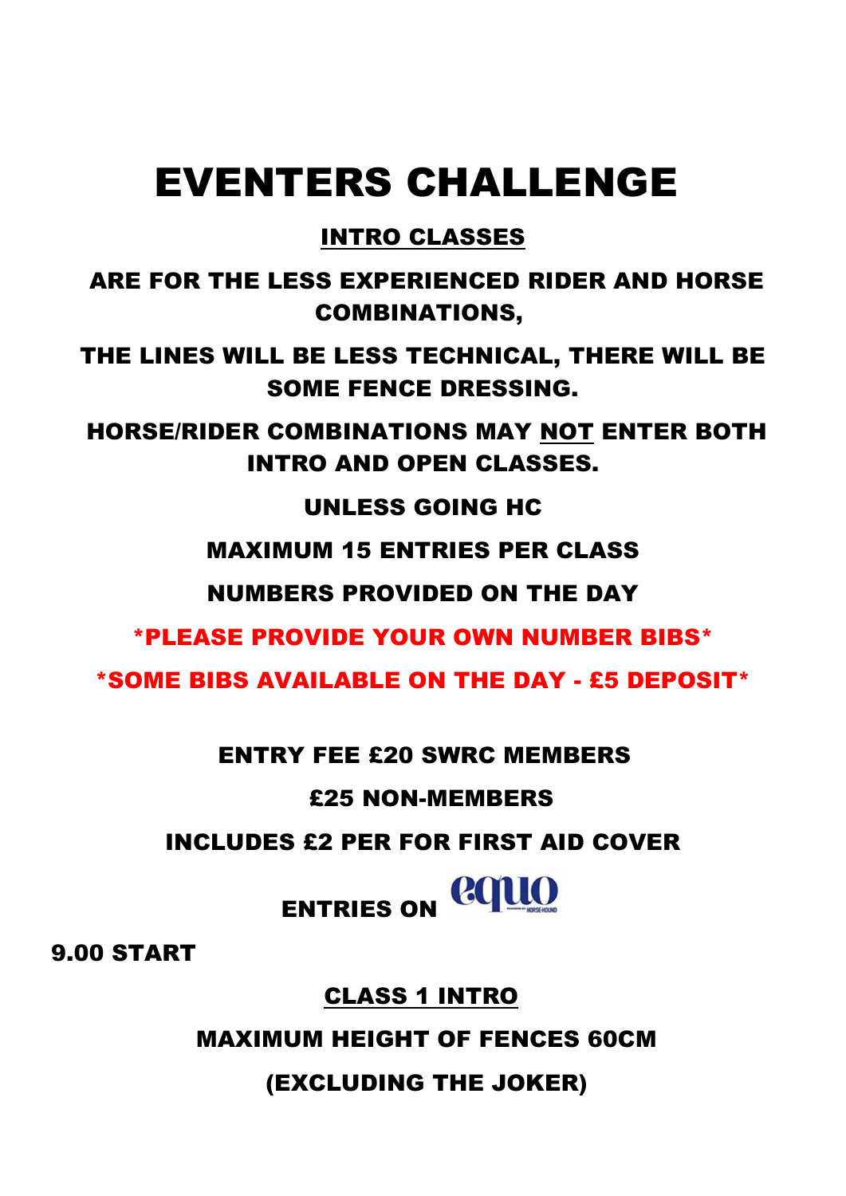# EVENTERS CHALLENGE

## INTRO CLASSES

**ARE FOR THE LESS EXPERIENCED RIDER AND HORSE COMBINATIONS,**

**THE LINES WILL BE LESS TECHNICAL, THERE WILL BE SOME FENCE DRESSING.**

**HORSE/RIDER COMBINATIONS MAY NOT ENTER BOTH INTRO AND OPEN CLASSES.**

**UNLESS GOING HC**

**MAXIMUM 15 ENTRIES PER CLASS**

**NUMBERS PROVIDED ON THE DAY**

***PLEASE PROVIDE YOUR OWN NUMBER BIBS***

***SOME BIBS AVAILABLE ON THE DAY - £5 DEPOSIT***

**ENTRY FEE £20 SWRC MEMBERS**

**£25 NON-MEMBERS**

**INCLUDES £2 PER FOR FIRST AID COVER**

**ENTRIES ON** equo

**9.00 START**

## CLASS 1 INTRO

**MAXIMUM HEIGHT OF FENCES 60CM**

**(EXCLUDING THE JOKER)**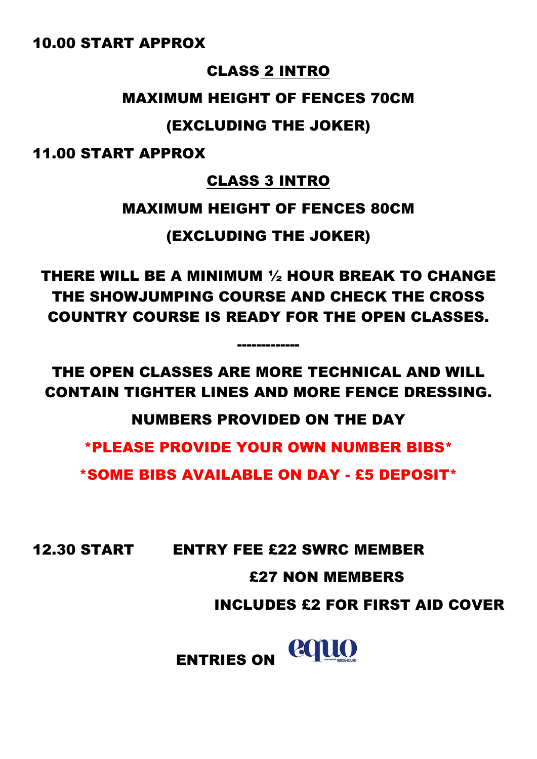**10.00 START APPROX**

**CLASS 2 INTRO**

**MAXIMUM HEIGHT OF FENCES 70CM**

**(EXCLUDING THE JOKER)**

**11.00 START APPROX**

**CLASS 3 INTRO**

**MAXIMUM HEIGHT OF FENCES 80CM**

**(EXCLUDING THE JOKER)**

**THERE WILL BE A MINIMUM ½ HOUR BREAK TO CHANGE THE SHOWJUMPING COURSE AND CHECK THE CROSS COUNTRY COURSE IS READY FOR THE OPEN CLASSES.**

-------------

**THE OPEN CLASSES ARE MORE TECHNICAL AND WILL CONTAIN TIGHTER LINES AND MORE FENCE DRESSING.**

**NUMBERS PROVIDED ON THE DAY**

**\*PLEASE PROVIDE YOUR OWN NUMBER BIBS\***

**\*SOME BIBS AVAILABLE ON DAY - £5 DEPOSIT\***

**12.30 START ENTRY FEE £22 SWRC MEMBER**

**£27 NON MEMBERS**

**INCLUDES £2 FOR FIRST AID COVER**

**ENTRIES ON** equo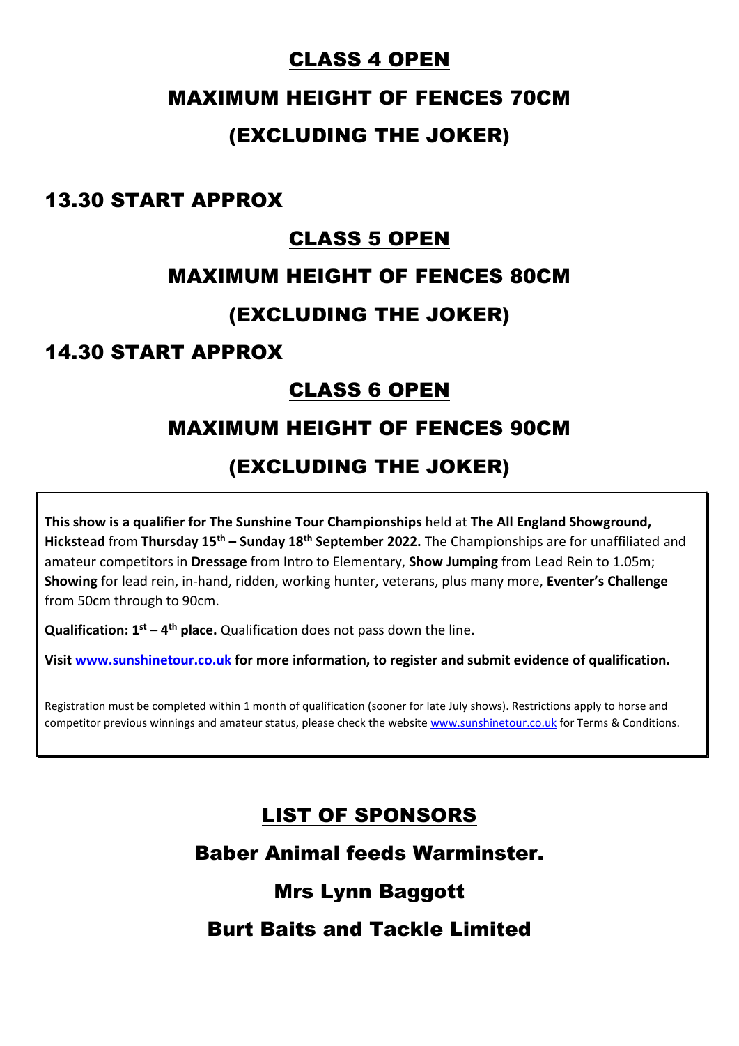## CLASS 4 OPEN

## MAXIMUM HEIGHT OF FENCES 70CM

## (EXCLUDING THE JOKER)

## 13.30 START APPROX

## CLASS 5 OPEN

## MAXIMUM HEIGHT OF FENCES 80CM

## (EXCLUDING THE JOKER)

## 14.30 START APPROX

## CLASS 6 OPEN

## MAXIMUM HEIGHT OF FENCES 90CM

## (EXCLUDING THE JOKER)

**This show is a qualifier for The Sunshine Tour Championships** held at **The All England Showground, Hickstead** from **Thursday 15th – Sunday 18th September 2022.** The Championships are for unaffiliated and amateur competitors in **Dressage** from Intro to Elementary, **Show Jumping** from Lead Rein to 1.05m; **Showing** for lead rein, in-hand, ridden, working hunter, veterans, plus many more, **Eventer's Challenge** from 50cm through to 90cm.

**Qualification: 1st – 4th place.** Qualification does not pass down the line.

**Visit www.sunshinetour.co.uk for more information, to register and submit evidence of qualification.**

Registration must be completed within 1 month of qualification (sooner for late July shows). Restrictions apply to horse and competitor previous winnings and amateur status, please check the website www.sunshinetour.co.uk for Terms & Conditions.

## LIST OF SPONSORS

Baber Animal feeds Warminster.

Mrs Lynn Baggott

Burt Baits and Tackle Limited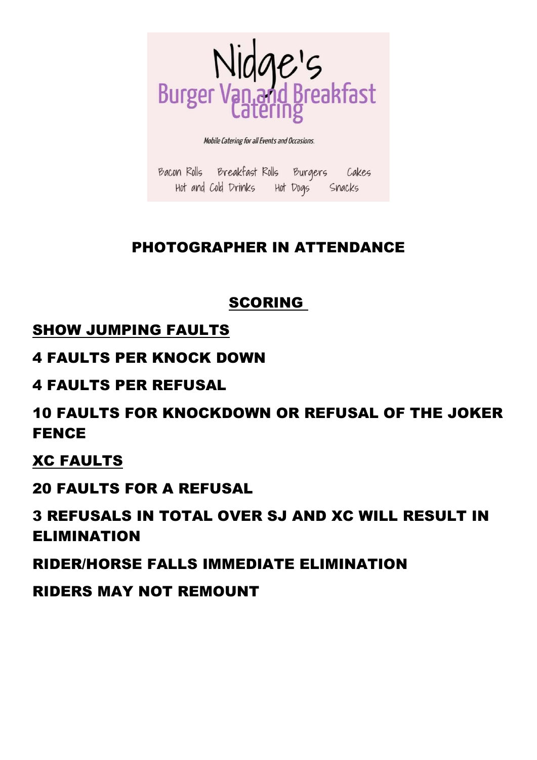Nidge's
Burger Van and Breakfast Catering

*Mobile Catering for all Events and Occasions.*

Bacon Rolls Breakfast Rolls Burgers Cakes
Hot and Cold Drinks Hot Dogs Snacks

## PHOTOGRAPHER IN ATTENDANCE

## SCORING

**SHOW JUMPING FAULTS**

**4 FAULTS PER KNOCK DOWN**

**4 FAULTS PER REFUSAL**

**10 FAULTS FOR KNOCKDOWN OR REFUSAL OF THE JOKER FENCE**

**XC FAULTS**

**20 FAULTS FOR A REFUSAL**

**3 REFUSALS IN TOTAL OVER SJ AND XC WILL RESULT IN ELIMINATION**

**RIDER/HORSE FALLS IMMEDIATE ELIMINATION**

**RIDERS MAY NOT REMOUNT**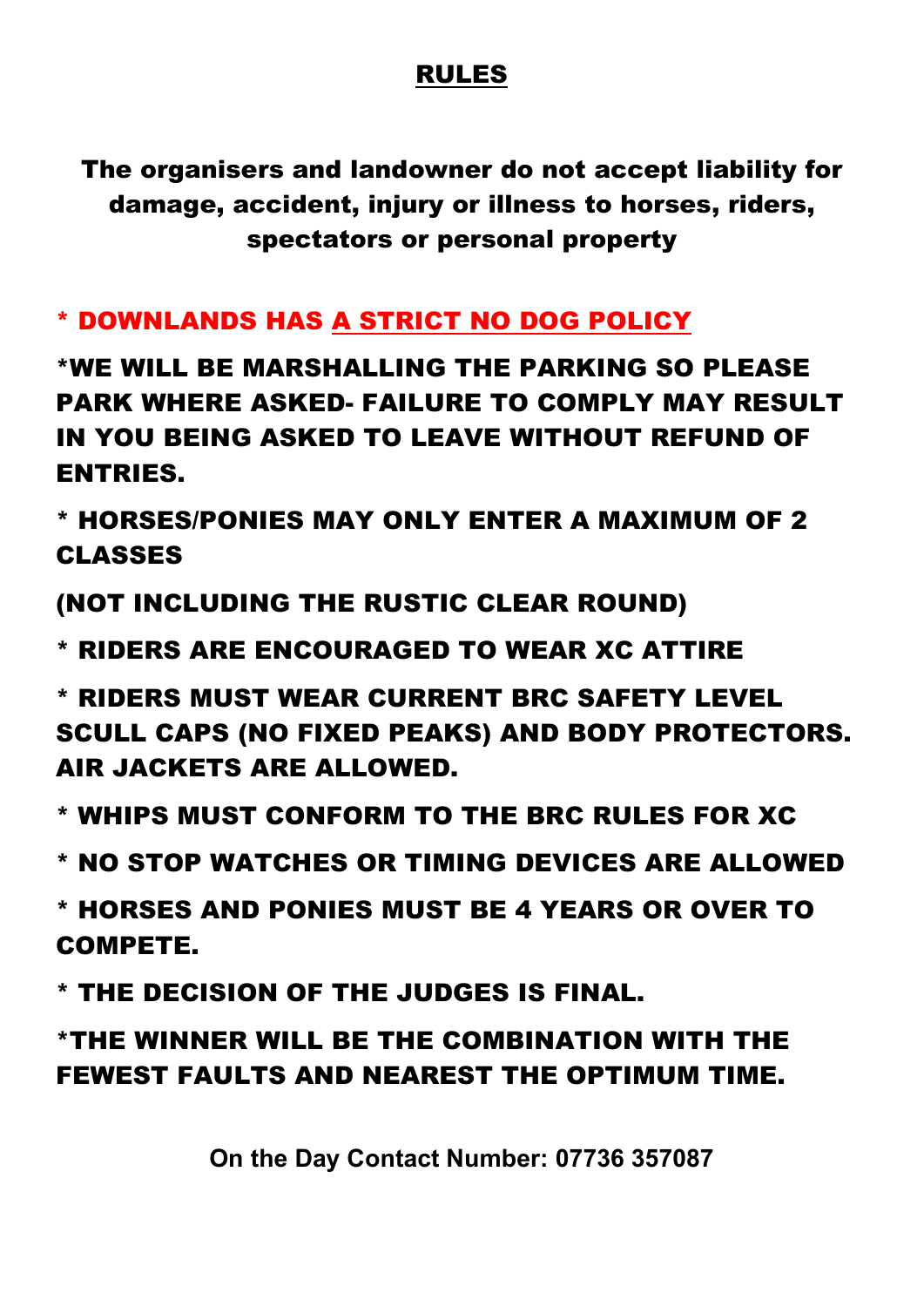# RULES

**The organisers and landowner do not accept liability for damage, accident, injury or illness to horses, riders, spectators or personal property**

**\* DOWNLANDS HAS A STRICT NO DOG POLICY**

**\*WE WILL BE MARSHALLING THE PARKING SO PLEASE PARK WHERE ASKED- FAILURE TO COMPLY MAY RESULT IN YOU BEING ASKED TO LEAVE WITHOUT REFUND OF ENTRIES.**

**\* HORSES/PONIES MAY ONLY ENTER A MAXIMUM OF 2 CLASSES**

**(NOT INCLUDING THE RUSTIC CLEAR ROUND)**

**\* RIDERS ARE ENCOURAGED TO WEAR XC ATTIRE**

**\* RIDERS MUST WEAR CURRENT BRC SAFETY LEVEL SCULL CAPS (NO FIXED PEAKS) AND BODY PROTECTORS. AIR JACKETS ARE ALLOWED.**

**\* WHIPS MUST CONFORM TO THE BRC RULES FOR XC**

**\* NO STOP WATCHES OR TIMING DEVICES ARE ALLOWED**

**\* HORSES AND PONIES MUST BE 4 YEARS OR OVER TO COMPETE.**

**\* THE DECISION OF THE JUDGES IS FINAL.**

**\*THE WINNER WILL BE THE COMBINATION WITH THE FEWEST FAULTS AND NEAREST THE OPTIMUM TIME.**

**On the Day Contact Number: 07736 357087**